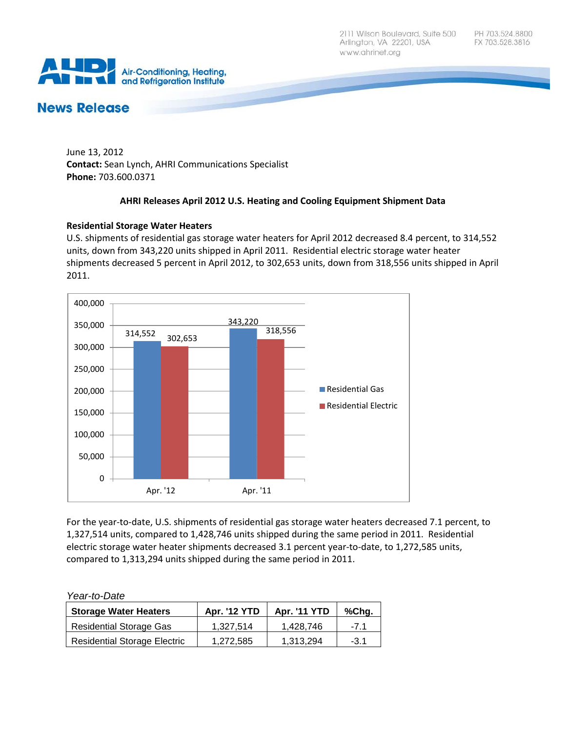2111 Wilson Boulevard, Suite 500
Arlington, VA 22201, USA
www.ahrinet.org

PH 703.524.8800
FX 703.528.3816

Air-Conditioning, Heating, and Refrigeration Institute

# News Release

June 13, 2012
**Contact:** Sean Lynch, AHRI Communications Specialist
**Phone:** 703.600.0371

## AHRI Releases April 2012 U.S. Heating and Cooling Equipment Shipment Data

### Residential Storage Water Heaters

U.S. shipments of residential gas storage water heaters for April 2012 decreased 8.4 percent, to 314,552 units, down from 343,220 units shipped in April 2011. Residential electric storage water heater shipments decreased 5 percent in April 2012, to 302,653 units, down from 318,556 units shipped in April 2011.

| | Residential Gas | Residential Electric |
|---|---|---|
| Apr. '12 | 314,552 | 302,653 |
| Apr. '11 | 343,220 | 318,556 |

For the year-to-date, U.S. shipments of residential gas storage water heaters decreased 7.1 percent, to 1,327,514 units, compared to 1,428,746 units shipped during the same period in 2011. Residential electric storage water heater shipments decreased 3.1 percent year-to-date, to 1,272,585 units, compared to 1,313,294 units shipped during the same period in 2011.

*Year-to-Date*

| Storage Water Heaters | Apr. '12 YTD | Apr. '11 YTD | %Chg. |
|---|---|---|---|
| Residential Storage Gas | 1,327,514 | 1,428,746 | -7.1 |
| Residential Storage Electric | 1,272,585 | 1,313,294 | -3.1 |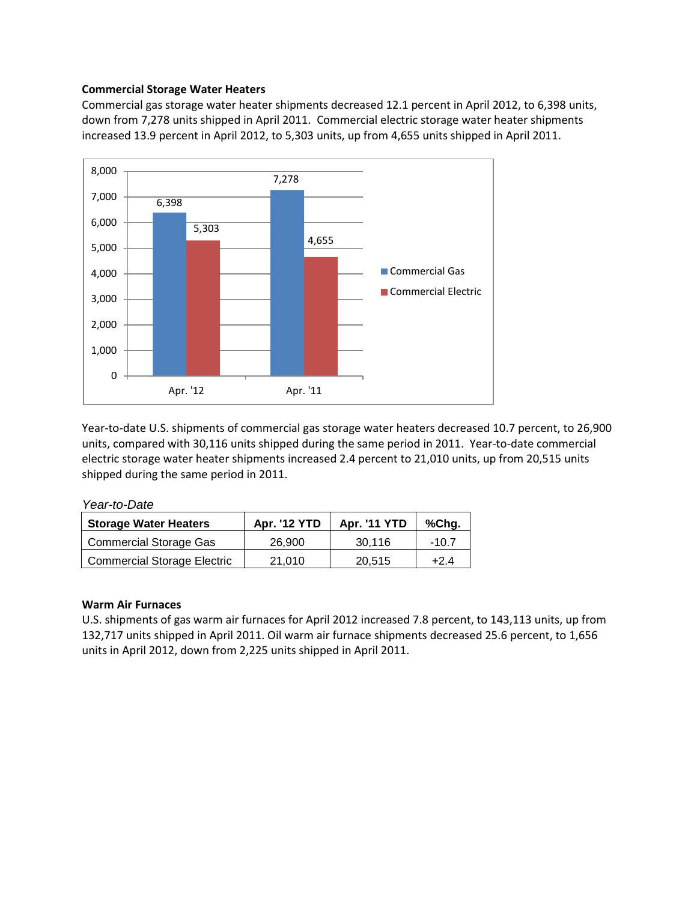### Commercial Storage Water Heaters

Commercial gas storage water heater shipments decreased 12.1 percent in April 2012, to 6,398 units, down from 7,278 units shipped in April 2011. Commercial electric storage water heater shipments increased 13.9 percent in April 2012, to 5,303 units, up from 4,655 units shipped in April 2011.

Year-to-date U.S. shipments of commercial gas storage water heaters decreased 10.7 percent, to 26,900 units, compared with 30,116 units shipped during the same period in 2011. Year-to-date commercial electric storage water heater shipments increased 2.4 percent to 21,010 units, up from 20,515 units shipped during the same period in 2011.

*Year-to-Date*

| Storage Water Heaters | Apr. '12 YTD | Apr. '11 YTD | %Chg. |
|---|---|---|---|
| Commercial Storage Gas | 26,900 | 30,116 | -10.7 |
| Commercial Storage Electric | 21,010 | 20,515 | +2.4 |

### Warm Air Furnaces

U.S. shipments of gas warm air furnaces for April 2012 increased 7.8 percent, to 143,113 units, up from 132,717 units shipped in April 2011. Oil warm air furnace shipments decreased 25.6 percent, to 1,656 units in April 2012, down from 2,225 units shipped in April 2011.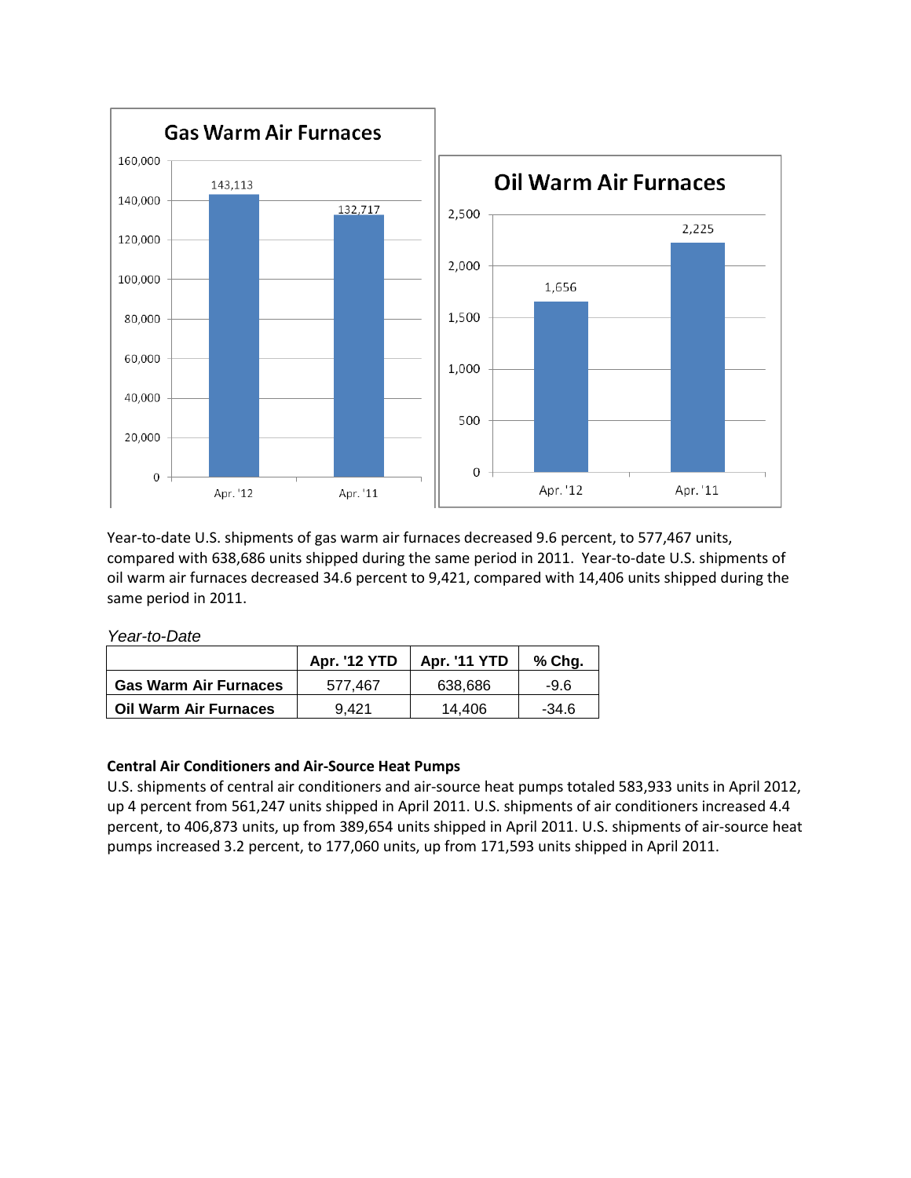**Gas Warm Air Furnaces**

| | Apr. '12 | Apr. '11 |
|---|---|---|
| Gas Warm Air Furnaces | 143,113 | 132,717 |

**Oil Warm Air Furnaces**

| | Apr. '12 | Apr. '11 |
|---|---|---|
| Oil Warm Air Furnaces | 1,656 | 2,225 |

Year-to-date U.S. shipments of gas warm air furnaces decreased 9.6 percent, to 577,467 units, compared with 638,686 units shipped during the same period in 2011. Year-to-date U.S. shipments of oil warm air furnaces decreased 34.6 percent to 9,421, compared with 14,406 units shipped during the same period in 2011.

*Year-to-Date*

| | Apr. '12 YTD | Apr. '11 YTD | % Chg. |
|---|---|---|---|
| **Gas Warm Air Furnaces** | 577,467 | 638,686 | -9.6 |
| **Oil Warm Air Furnaces** | 9,421 | 14,406 | -34.6 |

**Central Air Conditioners and Air-Source Heat Pumps**

U.S. shipments of central air conditioners and air-source heat pumps totaled 583,933 units in April 2012, up 4 percent from 561,247 units shipped in April 2011. U.S. shipments of air conditioners increased 4.4 percent, to 406,873 units, up from 389,654 units shipped in April 2011. U.S. shipments of air-source heat pumps increased 3.2 percent, to 177,060 units, up from 171,593 units shipped in April 2011.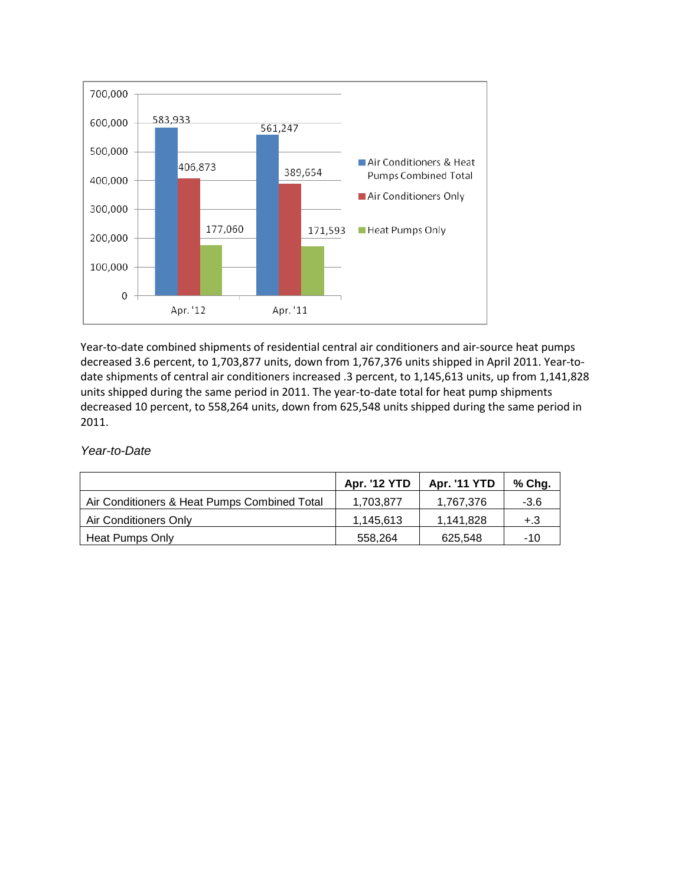Year-to-date combined shipments of residential central air conditioners and air-source heat pumps decreased 3.6 percent, to 1,703,877 units, down from 1,767,376 units shipped in April 2011. Year-to-date shipments of central air conditioners increased .3 percent, to 1,145,613 units, up from 1,141,828 units shipped during the same period in 2011. The year-to-date total for heat pump shipments decreased 10 percent, to 558,264 units, down from 625,548 units shipped during the same period in 2011.

*Year-to-Date*

| | Apr. '12 YTD | Apr. '11 YTD | % Chg. |
|---|---|---|---|
| Air Conditioners & Heat Pumps Combined Total | 1,703,877 | 1,767,376 | -3.6 |
| Air Conditioners Only | 1,145,613 | 1,141,828 | +.3 |
| Heat Pumps Only | 558,264 | 625,548 | -10 |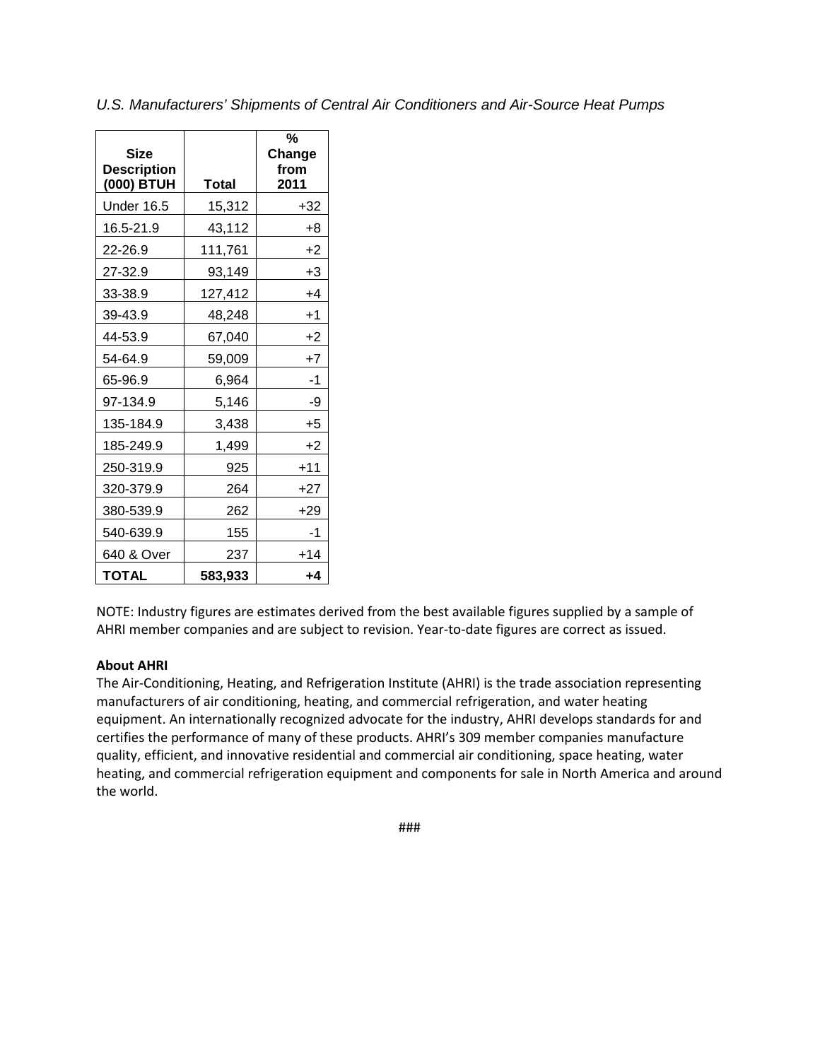*U.S. Manufacturers' Shipments of Central Air Conditioners and Air-Source Heat Pumps*

| Size Description (000) BTUH | Total | % Change from 2011 |
|---|---|---|
| Under 16.5 | 15,312 | +32 |
| 16.5-21.9 | 43,112 | +8 |
| 22-26.9 | 111,761 | +2 |
| 27-32.9 | 93,149 | +3 |
| 33-38.9 | 127,412 | +4 |
| 39-43.9 | 48,248 | +1 |
| 44-53.9 | 67,040 | +2 |
| 54-64.9 | 59,009 | +7 |
| 65-96.9 | 6,964 | -1 |
| 97-134.9 | 5,146 | -9 |
| 135-184.9 | 3,438 | +5 |
| 185-249.9 | 1,499 | +2 |
| 250-319.9 | 925 | +11 |
| 320-379.9 | 264 | +27 |
| 380-539.9 | 262 | +29 |
| 540-639.9 | 155 | -1 |
| 640 & Over | 237 | +14 |
| **TOTAL** | **583,933** | **+4** |

NOTE: Industry figures are estimates derived from the best available figures supplied by a sample of AHRI member companies and are subject to revision. Year-to-date figures are correct as issued.

**About AHRI**

The Air-Conditioning, Heating, and Refrigeration Institute (AHRI) is the trade association representing manufacturers of air conditioning, heating, and commercial refrigeration, and water heating equipment. An internationally recognized advocate for the industry, AHRI develops standards for and certifies the performance of many of these products. AHRI's 309 member companies manufacture quality, efficient, and innovative residential and commercial air conditioning, space heating, water heating, and commercial refrigeration equipment and components for sale in North America and around the world.

###